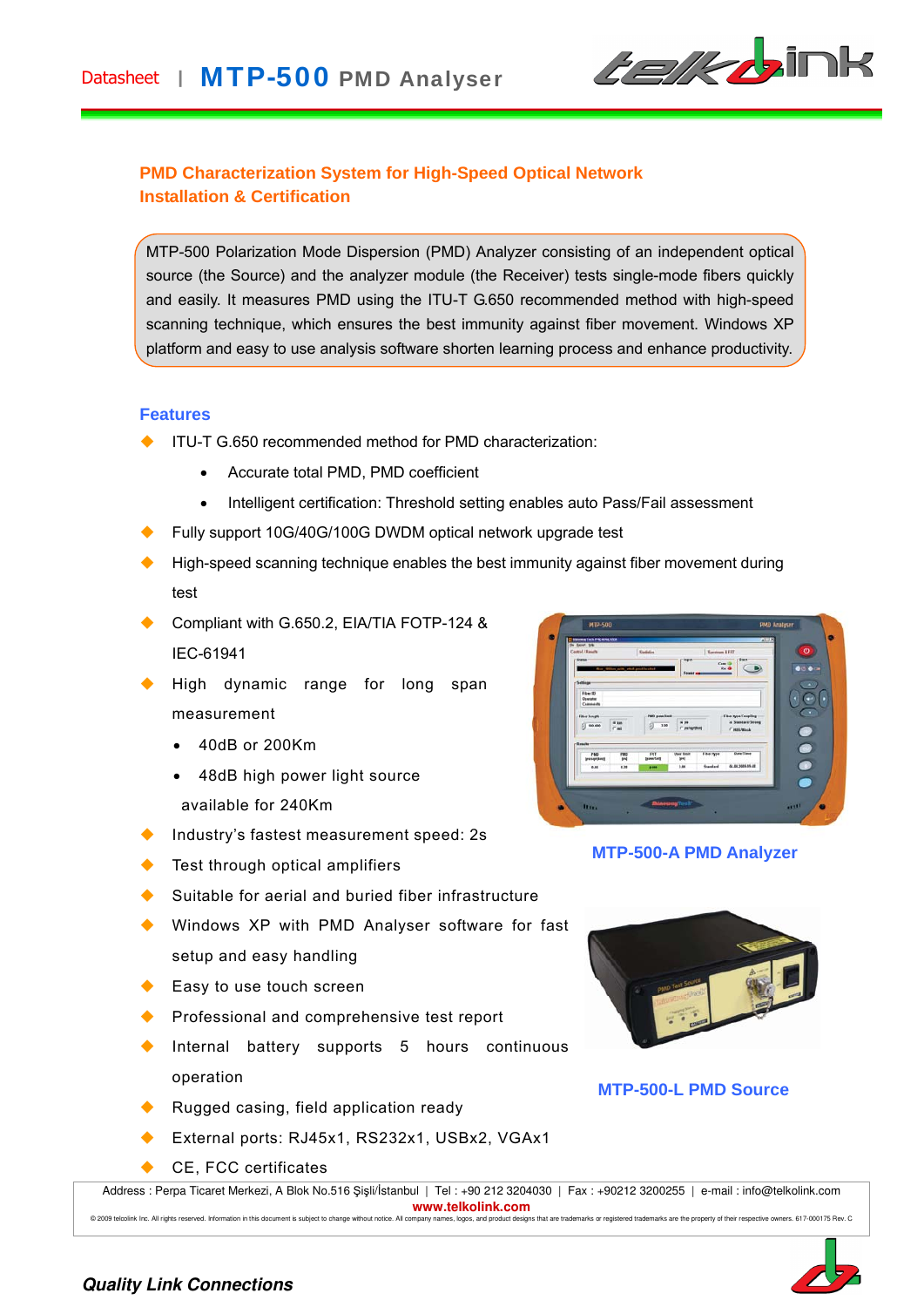Datasheet | **MTP-500** PMD Analyser

## PMD Characterization System for High-Speed Optical Network Installation & Certification

MTP-500 Polarization Mode Dispersion (PMD) Analyzer consisting of an independent optical source (the Source) and the analyzer module (the Receiver) tests single-mode fibers quickly and easily. It measures PMD using the ITU-T G.650 recommended method with high-speed scanning technique, which ensures the best immunity against fiber movement. Windows XP platform and easy to use analysis software shorten learning process and enhance productivity.

### Features

- ITU-T G.650 recommended method for PMD characterization:
  - Accurate total PMD, PMD coefficient
  - Intelligent certification: Threshold setting enables auto Pass/Fail assessment
- Fully support 10G/40G/100G DWDM optical network upgrade test
- High-speed scanning technique enables the best immunity against fiber movement during test
- Compliant with G.650.2, EIA/TIA FOTP-124 & IEC-61941
- High dynamic range for long span measurement
  - 40dB or 200Km
  - 48dB high power light source available for 240Km
- Industry's fastest measurement speed: 2s
- Test through optical amplifiers
- Suitable for aerial and buried fiber infrastructure
- Windows XP with PMD Analyser software for fast setup and easy handling
- Easy to use touch screen
- Professional and comprehensive test report
- Internal battery supports 5 hours continuous operation
- Rugged casing, field application ready
- External ports: RJ45x1, RS232x1, USBx2, VGAx1
- CE, FCC certificates

MTP-500-A PMD Analyzer

MTP-500-L PMD Source

Address : Perpa Ticaret Merkezi, A Blok No.516 Şişli/İstanbul | Tel : +90 212 3204030 | Fax : +90212 3200255 | e-mail : info@telkolink.com

www.telkolink.com

© 2009 telcolink Inc. All rights reserved. Information in this document is subject to change without notice. All company names, logos, and product designs that are trademarks or registered trademarks are the property of their respective owners. 617-000175 Rev. C

*Quality Link Connections*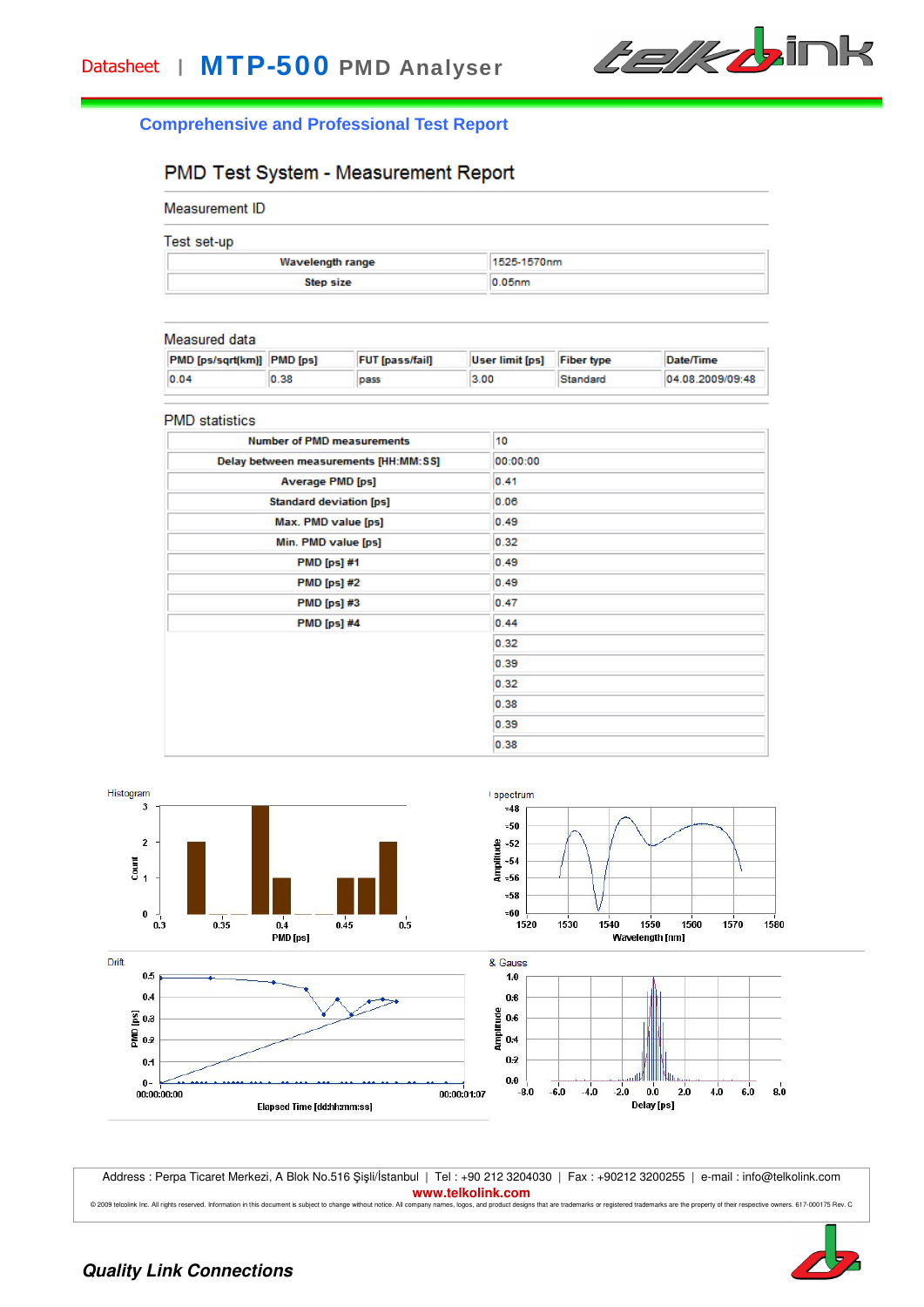Datasheet | **MTP-500** PMD Analyser

## Comprehensive and Professional Test Report

# PMD Test System - Measurement Report

Measurement ID

### Test set-up

| Wavelength range | 1525-1570nm |
|---|---|
| Step size | 0.05nm |

### Measured data

| PMD [ps/sqrt(km)] | PMD [ps] | FUT [pass/fail] | User limit [ps] | Fiber type | Date/Time |
|---|---|---|---|---|---|
| 0.04 | 0.38 | pass | 3.00 | Standard | 04.08.2009/09:48 |

### PMD statistics

| Number of PMD measurements | 10 |
|---|---|
| Delay between measurements [HH:MM:SS] | 00:00:00 |
| Average PMD [ps] | 0.41 |
| Standard deviation [ps] | 0.06 |
| Max. PMD value [ps] | 0.49 |
| Min. PMD value [ps] | 0.32 |
| PMD [ps] #1 | 0.49 |
| PMD [ps] #2 | 0.49 |
| PMD [ps] #3 | 0.47 |
| PMD [ps] #4 | 0.44 |
| | 0.32 |
| | 0.39 |
| | 0.32 |
| | 0.38 |
| | 0.39 |
| | 0.38 |

Histogram

Spectrum

Drift

& Gauss

Address : Perpa Ticaret Merkezi, A Blok No.516 Şişli/İstanbul | Tel : +90 212 3204030 | Fax : +90212 3200255 | e-mail : info@telkolink.com

**www.telkolink.com**

© 2009 telcolink Inc. All rights reserved. Information in this document is subject to change without notice. All company names, logos, and product designs that are trademarks or registered trademarks are the property of their respective owners. 617-000175 Rev. C

***Quality Link Connections***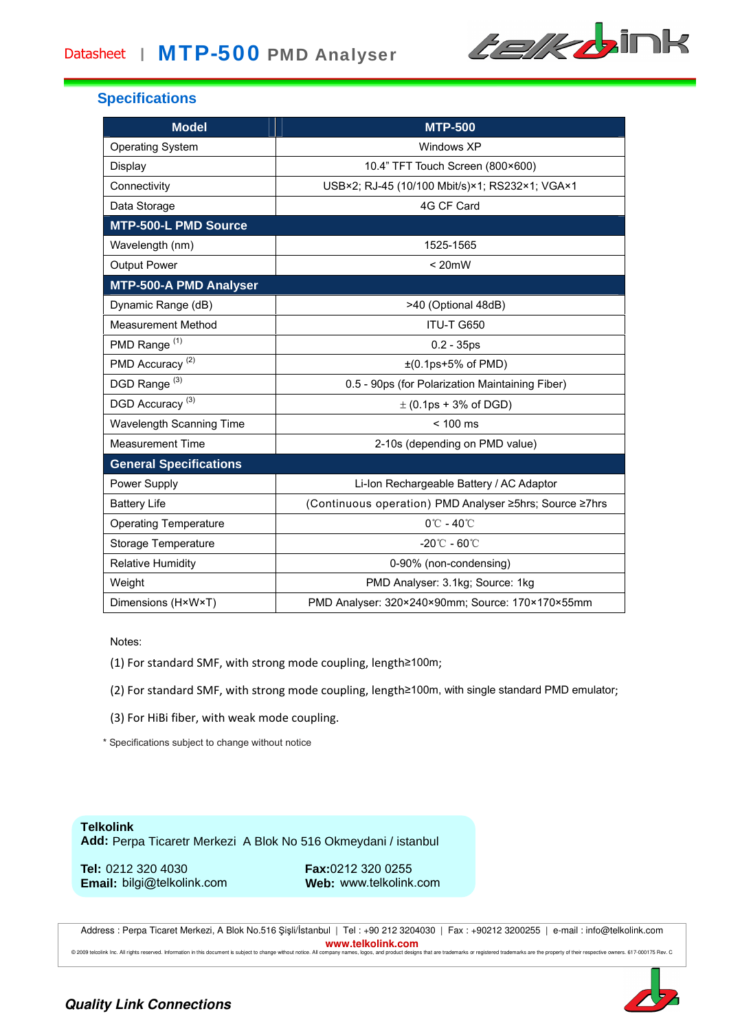## Specifications

| Model | MTP-500 |
|---|---|
| Operating System | Windows XP |
| Display | 10.4" TFT Touch Screen (800×600) |
| Connectivity | USB×2; RJ-45 (10/100 Mbit/s)×1; RS232×1; VGA×1 |
| Data Storage | 4G CF Card |
| **MTP-500-L PMD Source** | |
| Wavelength (nm) | 1525-1565 |
| Output Power | < 20mW |
| **MTP-500-A PMD Analyser** | |
| Dynamic Range (dB) | >40 (Optional 48dB) |
| Measurement Method | ITU-T G650 |
| PMD Range (1) | 0.2 - 35ps |
| PMD Accuracy (2) | ±(0.1ps+5% of PMD) |
| DGD Range (3) | 0.5 - 90ps (for Polarization Maintaining Fiber) |
| DGD Accuracy (3) | ± (0.1ps + 3% of DGD) |
| Wavelength Scanning Time | < 100 ms |
| Measurement Time | 2-10s (depending on PMD value) |
| **General Specifications** | |
| Power Supply | Li-Ion Rechargeable Battery / AC Adaptor |
| Battery Life | (Continuous operation) PMD Analyser ≥5hrs; Source ≥7hrs |
| Operating Temperature | 0℃ - 40℃ |
| Storage Temperature | -20℃ - 60℃ |
| Relative Humidity | 0-90% (non-condensing) |
| Weight | PMD Analyser: 3.1kg; Source: 1kg |
| Dimensions (H×W×T) | PMD Analyser: 320×240×90mm; Source: 170×170×55mm |

Notes:

(1) For standard SMF, with strong mode coupling, length≥100m;

(2) For standard SMF, with strong mode coupling, length≥100m, with single standard PMD emulator;

(3) For HiBi fiber, with weak mode coupling.

* Specifications subject to change without notice

**Telkolink**
**Add:** Perpa Ticaretr Merkezi A Blok No 516 Okmeydani / istanbul

**Tel:** 0212 320 4030
**Fax:** 0212 320 0255
**Email:** bilgi@telkolink.com
**Web:** www.telkolink.com

Address : Perpa Ticaret Merkezi, A Blok No.516 Şişli/İstanbul | Tel : +90 212 3204030 | Fax : +90212 3200255 | e-mail : info@telkolink.com
www.telkolink.com
© 2009 telcolink Inc. All rights reserved. Information in this document is subject to change without notice. All company names, logos, and product designs that are trademarks or registered trademarks are the property of their respective owners. 617-000175 Rev. C

***Quality Link Connections***